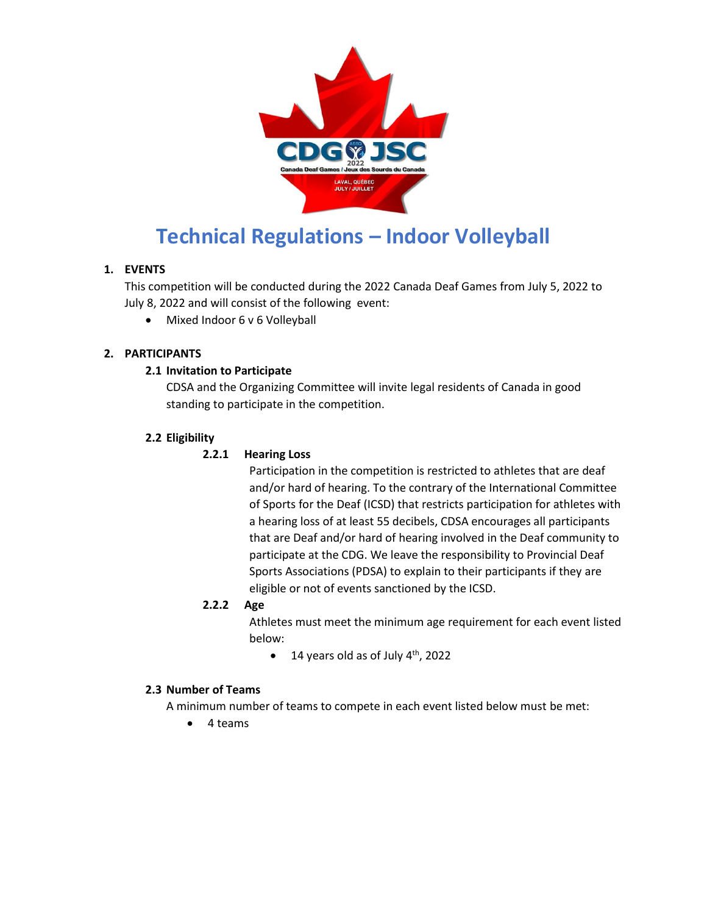# Technical Regulations – Indoor Volleyball

## 1. EVENTS

This competition will be conducted during the 2022 Canada Deaf Games from July 5, 2022 to July 8, 2022 and will consist of the following event:

- Mixed Indoor 6 v 6 Volleyball

## 2. PARTICIPANTS

### 2.1 Invitation to Participate

CDSA and the Organizing Committee will invite legal residents of Canada in good standing to participate in the competition.

### 2.2 Eligibility

#### 2.2.1 Hearing Loss

Participation in the competition is restricted to athletes that are deaf and/or hard of hearing. To the contrary of the International Committee of Sports for the Deaf (ICSD) that restricts participation for athletes with a hearing loss of at least 55 decibels, CDSA encourages all participants that are Deaf and/or hard of hearing involved in the Deaf community to participate at the CDG. We leave the responsibility to Provincial Deaf Sports Associations (PDSA) to explain to their participants if they are eligible or not of events sanctioned by the ICSD.

#### 2.2.2 Age

Athletes must meet the minimum age requirement for each event listed below:

- 14 years old as of July 4th, 2022

### 2.3 Number of Teams

A minimum number of teams to compete in each event listed below must be met:

- 4 teams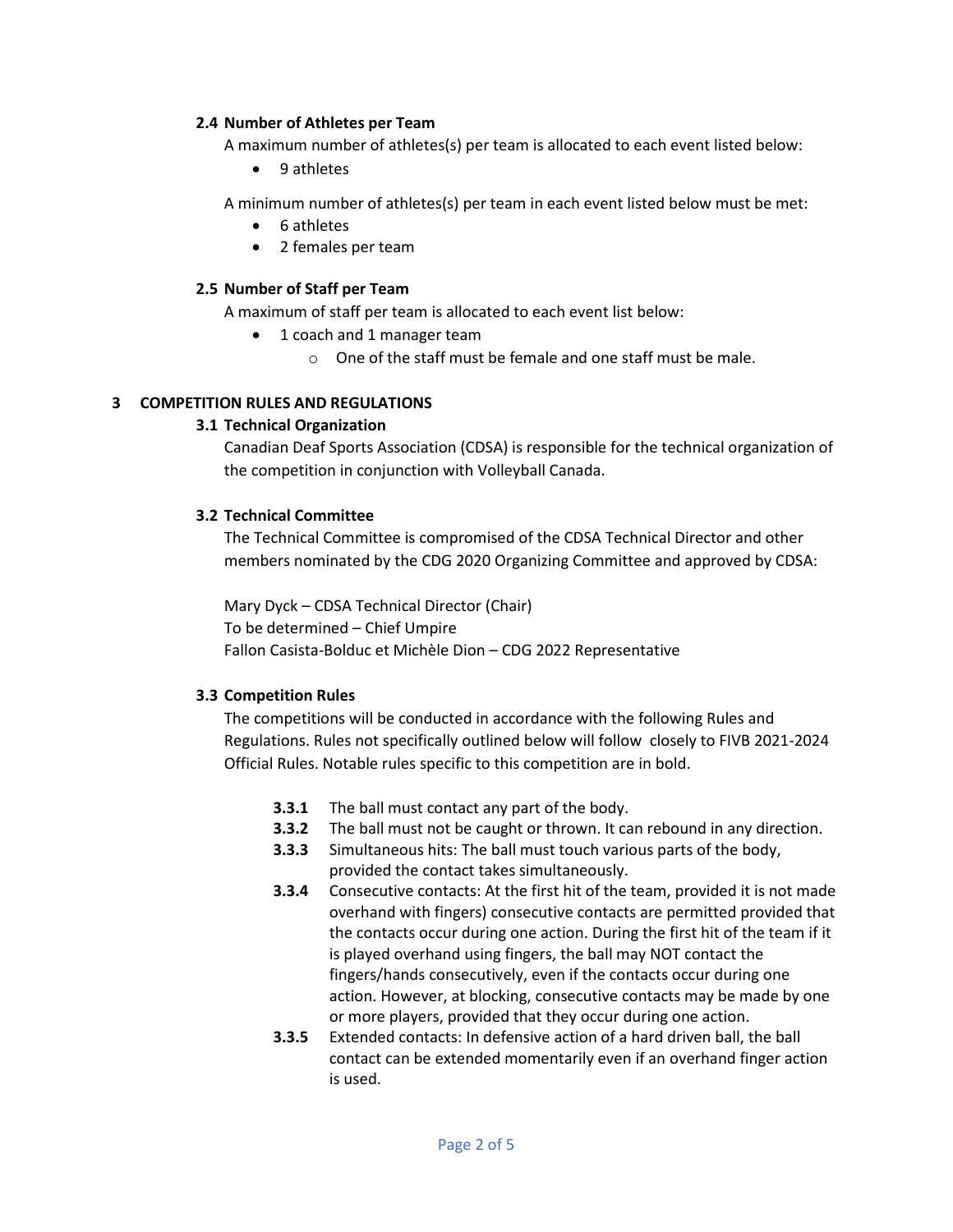### 2.4 Number of Athletes per Team

A maximum number of athletes(s) per team is allocated to each event listed below:

- 9 athletes

A minimum number of athletes(s) per team in each event listed below must be met:

- 6 athletes
- 2 females per team

### 2.5 Number of Staff per Team

A maximum of staff per team is allocated to each event list below:

- 1 coach and 1 manager team
  - One of the staff must be female and one staff must be male.

## 3 COMPETITION RULES AND REGULATIONS

### 3.1 Technical Organization

Canadian Deaf Sports Association (CDSA) is responsible for the technical organization of the competition in conjunction with Volleyball Canada.

### 3.2 Technical Committee

The Technical Committee is compromised of the CDSA Technical Director and other members nominated by the CDG 2020 Organizing Committee and approved by CDSA:

Mary Dyck – CDSA Technical Director (Chair)
To be determined – Chief Umpire
Fallon Casista-Bolduc et Michèle Dion – CDG 2022 Representative

### 3.3 Competition Rules

The competitions will be conducted in accordance with the following Rules and Regulations. Rules not specifically outlined below will follow closely to FIVB 2021-2024 Official Rules. Notable rules specific to this competition are in bold.

**3.3.1** The ball must contact any part of the body.

**3.3.2** The ball must not be caught or thrown. It can rebound in any direction.

**3.3.3** Simultaneous hits: The ball must touch various parts of the body, provided the contact takes simultaneously.

**3.3.4** Consecutive contacts: At the first hit of the team, provided it is not made overhand with fingers) consecutive contacts are permitted provided that the contacts occur during one action. During the first hit of the team if it is played overhand using fingers, the ball may NOT contact the fingers/hands consecutively, even if the contacts occur during one action. However, at blocking, consecutive contacts may be made by one or more players, provided that they occur during one action.

**3.3.5** Extended contacts: In defensive action of a hard driven ball, the ball contact can be extended momentarily even if an overhand finger action is used.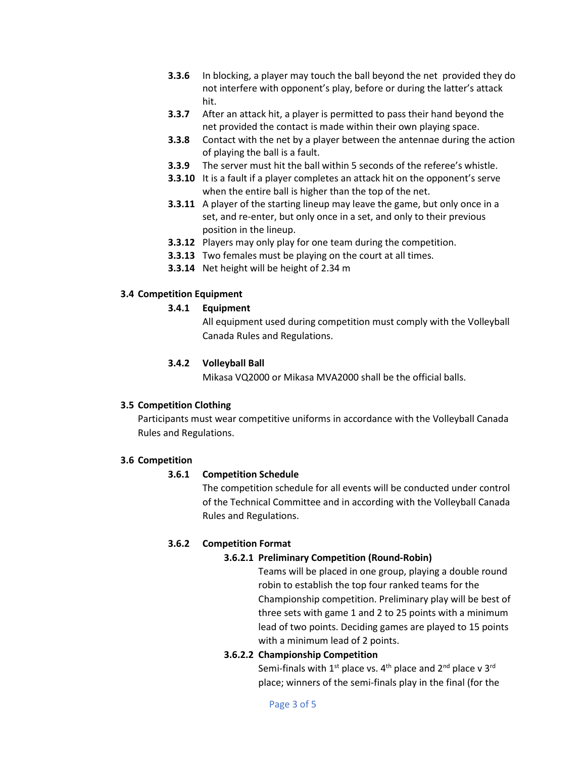**3.3.6** In blocking, a player may touch the ball beyond the net provided they do not interfere with opponent's play, before or during the latter's attack hit.

**3.3.7** After an attack hit, a player is permitted to pass their hand beyond the net provided the contact is made within their own playing space.

**3.3.8** Contact with the net by a player between the antennae during the action of playing the ball is a fault.

**3.3.9** The server must hit the ball within 5 seconds of the referee's whistle.

**3.3.10** It is a fault if a player completes an attack hit on the opponent's serve when the entire ball is higher than the top of the net.

**3.3.11** A player of the starting lineup may leave the game, but only once in a set, and re-enter, but only once in a set, and only to their previous position in the lineup.

**3.3.12** Players may only play for one team during the competition.

**3.3.13** Two females must be playing on the court at all times.

**3.3.14** Net height will be height of 2.34 m

## 3.4 Competition Equipment

### 3.4.1 Equipment

All equipment used during competition must comply with the Volleyball Canada Rules and Regulations.

### 3.4.2 Volleyball Ball

Mikasa VQ2000 or Mikasa MVA2000 shall be the official balls.

## 3.5 Competition Clothing

Participants must wear competitive uniforms in accordance with the Volleyball Canada Rules and Regulations.

## 3.6 Competition

### 3.6.1 Competition Schedule

The competition schedule for all events will be conducted under control of the Technical Committee and in according with the Volleyball Canada Rules and Regulations.

### 3.6.2 Competition Format

#### 3.6.2.1 Preliminary Competition (Round-Robin)

Teams will be placed in one group, playing a double round robin to establish the top four ranked teams for the Championship competition. Preliminary play will be best of three sets with game 1 and 2 to 25 points with a minimum lead of two points. Deciding games are played to 15 points with a minimum lead of 2 points.

#### 3.6.2.2 Championship Competition

Semi-finals with 1st place vs. 4th place and 2nd place v 3rd place; winners of the semi-finals play in the final (for the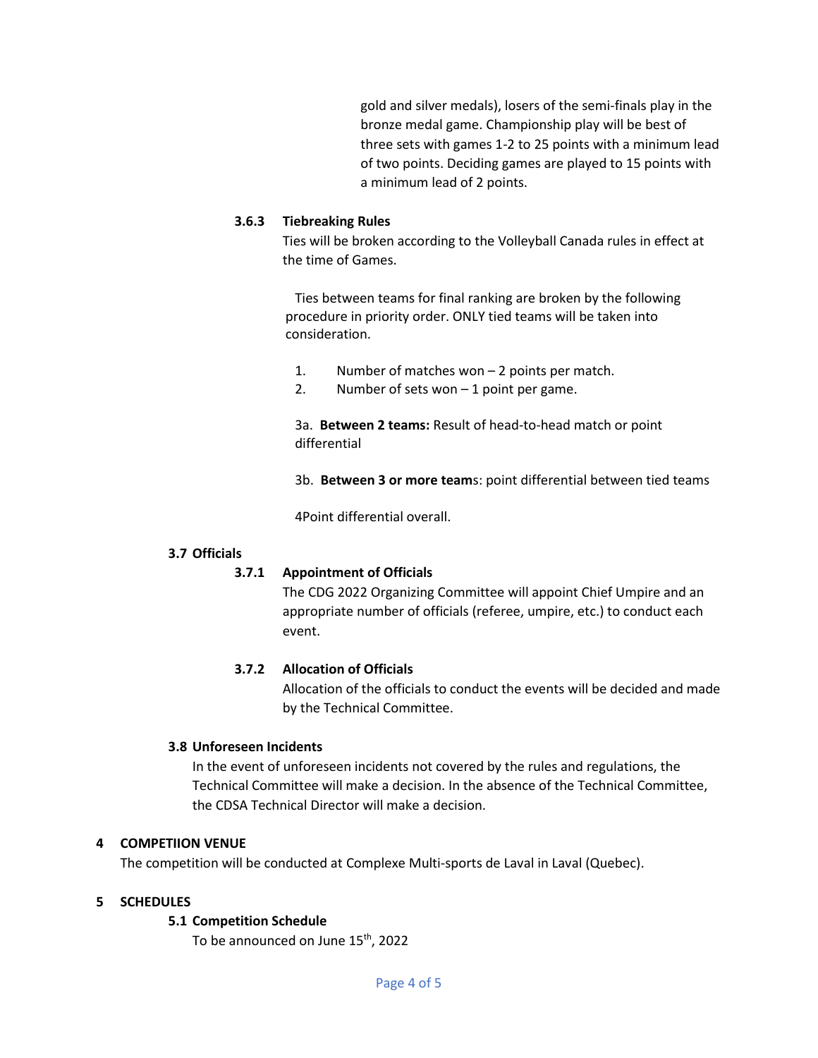gold and silver medals), losers of the semi-finals play in the bronze medal game. Championship play will be best of three sets with games 1-2 to 25 points with a minimum lead of two points. Deciding games are played to 15 points with a minimum lead of 2 points.

#### 3.6.3 Tiebreaking Rules

Ties will be broken according to the Volleyball Canada rules in effect at the time of Games.

Ties between teams for final ranking are broken by the following procedure in priority order. ONLY tied teams will be taken into consideration.

1. Number of matches won – 2 points per match.
2. Number of sets won – 1 point per game.

3a. **Between 2 teams:** Result of head-to-head match or point differential

3b. **Between 3 or more team**s: point differential between tied teams

4Point differential overall.

### 3.7 Officials

#### 3.7.1 Appointment of Officials

The CDG 2022 Organizing Committee will appoint Chief Umpire and an appropriate number of officials (referee, umpire, etc.) to conduct each event.

#### 3.7.2 Allocation of Officials

Allocation of the officials to conduct the events will be decided and made by the Technical Committee.

### 3.8 Unforeseen Incidents

In the event of unforeseen incidents not covered by the rules and regulations, the Technical Committee will make a decision. In the absence of the Technical Committee, the CDSA Technical Director will make a decision.

## 4 COMPETIION VENUE

The competition will be conducted at Complexe Multi-sports de Laval in Laval (Quebec).

## 5 SCHEDULES

### 5.1 Competition Schedule

To be announced on June 15th, 2022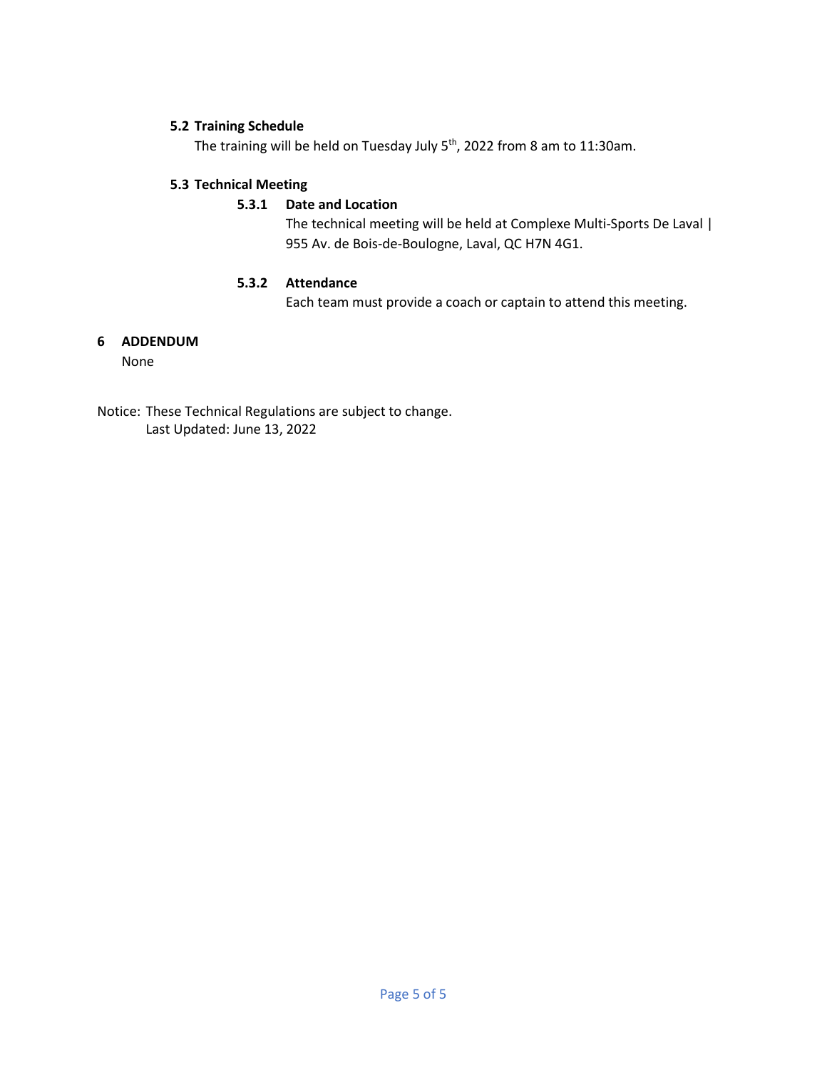### 5.2 Training Schedule

The training will be held on Tuesday July 5th, 2022 from 8 am to 11:30am.

### 5.3 Technical Meeting

#### 5.3.1 Date and Location

The technical meeting will be held at Complexe Multi-Sports De Laval | 955 Av. de Bois-de-Boulogne, Laval, QC H7N 4G1.

#### 5.3.2 Attendance

Each team must provide a coach or captain to attend this meeting.

## 6 ADDENDUM

None

Notice: These Technical Regulations are subject to change.
Last Updated: June 13, 2022